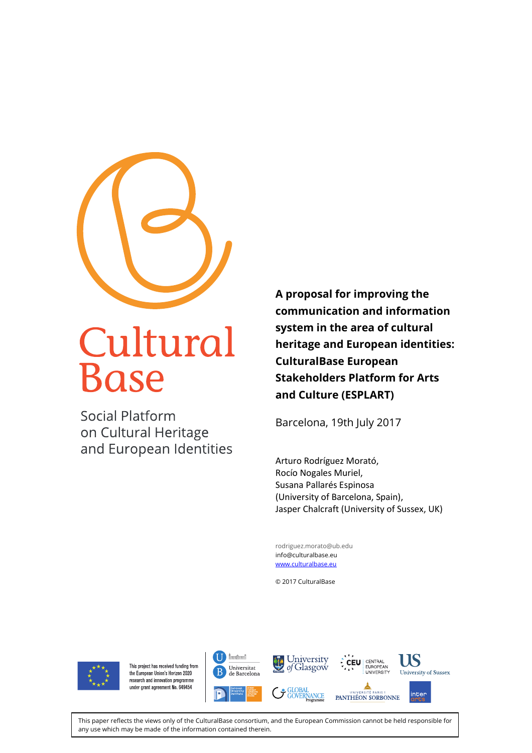Cultural Base

Social Platform on Cultural Heritage and European Identities

# A proposal for improving the communication and information system in the area of cultural heritage and European identities: CulturalBase European Stakeholders Platform for Arts and Culture (ESPLART)

Barcelona, 19th July 2017

Arturo Rodríguez Morató,
Rocío Nogales Muriel,
Susana Pallarés Espinosa
(University of Barcelona, Spain),
Jasper Chalcraft (University of Sussex, UK)

rodriguez.morato@ub.edu
info@culturalbase.eu
www.culturalbase.eu

© 2017 CulturalBase

This project has received funding from the European Union's Horizon 2020 research and innovation programme under grant agreement No. 649454

Universitat de Barcelona · University of Glasgow · CEU Central European University · University of Sussex · European University Institute · Global Governance Programme · Université Paris 1 Panthéon Sorbonne · interarts

This paper reflects the views only of the CulturalBase consortium, and the European Commission cannot be held responsible for any use which may be made of the information contained therein.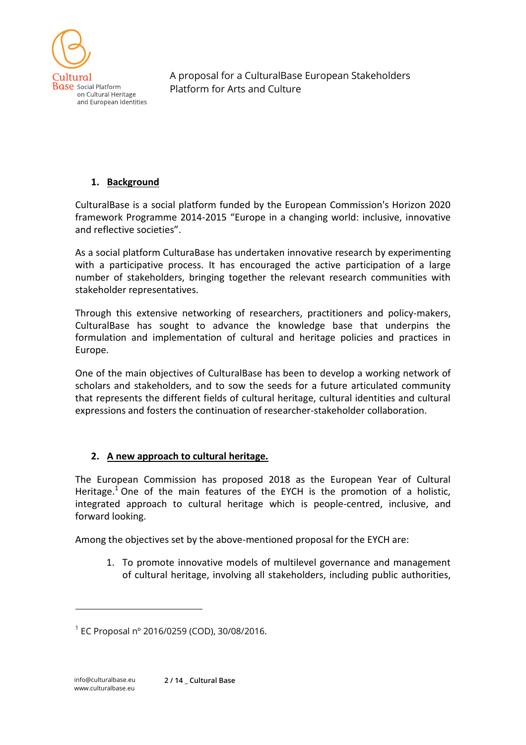A proposal for a CulturalBase European Stakeholders Platform for Arts and Culture

## 1. Background

CulturalBase is a social platform funded by the European Commission's Horizon 2020 framework Programme 2014-2015 “Europe in a changing world: inclusive, innovative and reflective societies”.

As a social platform CulturaBase has undertaken innovative research by experimenting with a participative process. It has encouraged the active participation of a large number of stakeholders, bringing together the relevant research communities with stakeholder representatives.

Through this extensive networking of researchers, practitioners and policy-makers, CulturalBase has sought to advance the knowledge base that underpins the formulation and implementation of cultural and heritage policies and practices in Europe.

One of the main objectives of CulturalBase has been to develop a working network of scholars and stakeholders, and to sow the seeds for a future articulated community that represents the different fields of cultural heritage, cultural identities and cultural expressions and fosters the continuation of researcher-stakeholder collaboration.

## 2. A new approach to cultural heritage.

The European Commission has proposed 2018 as the European Year of Cultural Heritage.[1] One of the main features of the EYCH is the promotion of a holistic, integrated approach to cultural heritage which is people-centred, inclusive, and forward looking.

Among the objectives set by the above-mentioned proposal for the EYCH are:

1. To promote innovative models of multilevel governance and management of cultural heritage, involving all stakeholders, including public authorities,

---

[1] EC Proposal nº 2016/0259 (COD), 30/08/2016.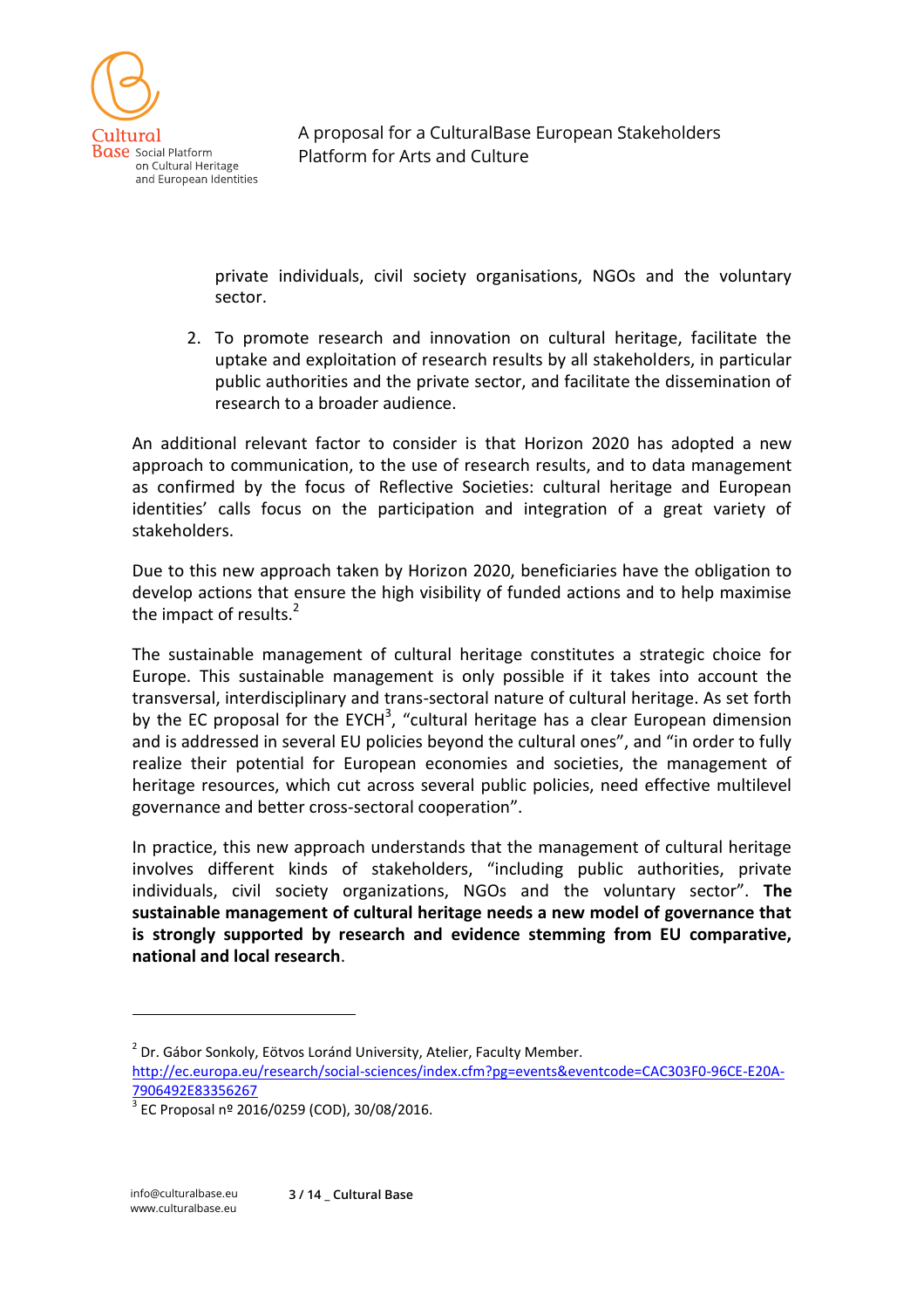private individuals, civil society organisations, NGOs and the voluntary sector.

2. To promote research and innovation on cultural heritage, facilitate the uptake and exploitation of research results by all stakeholders, in particular public authorities and the private sector, and facilitate the dissemination of research to a broader audience.

An additional relevant factor to consider is that Horizon 2020 has adopted a new approach to communication, to the use of research results, and to data management as confirmed by the focus of Reflective Societies: cultural heritage and European identities' calls focus on the participation and integration of a great variety of stakeholders.

Due to this new approach taken by Horizon 2020, beneficiaries have the obligation to develop actions that ensure the high visibility of funded actions and to help maximise the impact of results.[2]

The sustainable management of cultural heritage constitutes a strategic choice for Europe. This sustainable management is only possible if it takes into account the transversal, interdisciplinary and trans-sectoral nature of cultural heritage. As set forth by the EC proposal for the EYCH[3], "cultural heritage has a clear European dimension and is addressed in several EU policies beyond the cultural ones", and "in order to fully realize their potential for European economies and societies, the management of heritage resources, which cut across several public policies, need effective multilevel governance and better cross-sectoral cooperation".

In practice, this new approach understands that the management of cultural heritage involves different kinds of stakeholders, "including public authorities, private individuals, civil society organizations, NGOs and the voluntary sector". **The sustainable management of cultural heritage needs a new model of governance that is strongly supported by research and evidence stemming from EU comparative, national and local research**.

---

[2] Dr. Gábor Sonkoly, Eötvos Loránd University, Atelier, Faculty Member. http://ec.europa.eu/research/social-sciences/index.cfm?pg=events&eventcode=CAC303F0-96CE-E20A-7906492E83356267

[3] EC Proposal nº 2016/0259 (COD), 30/08/2016.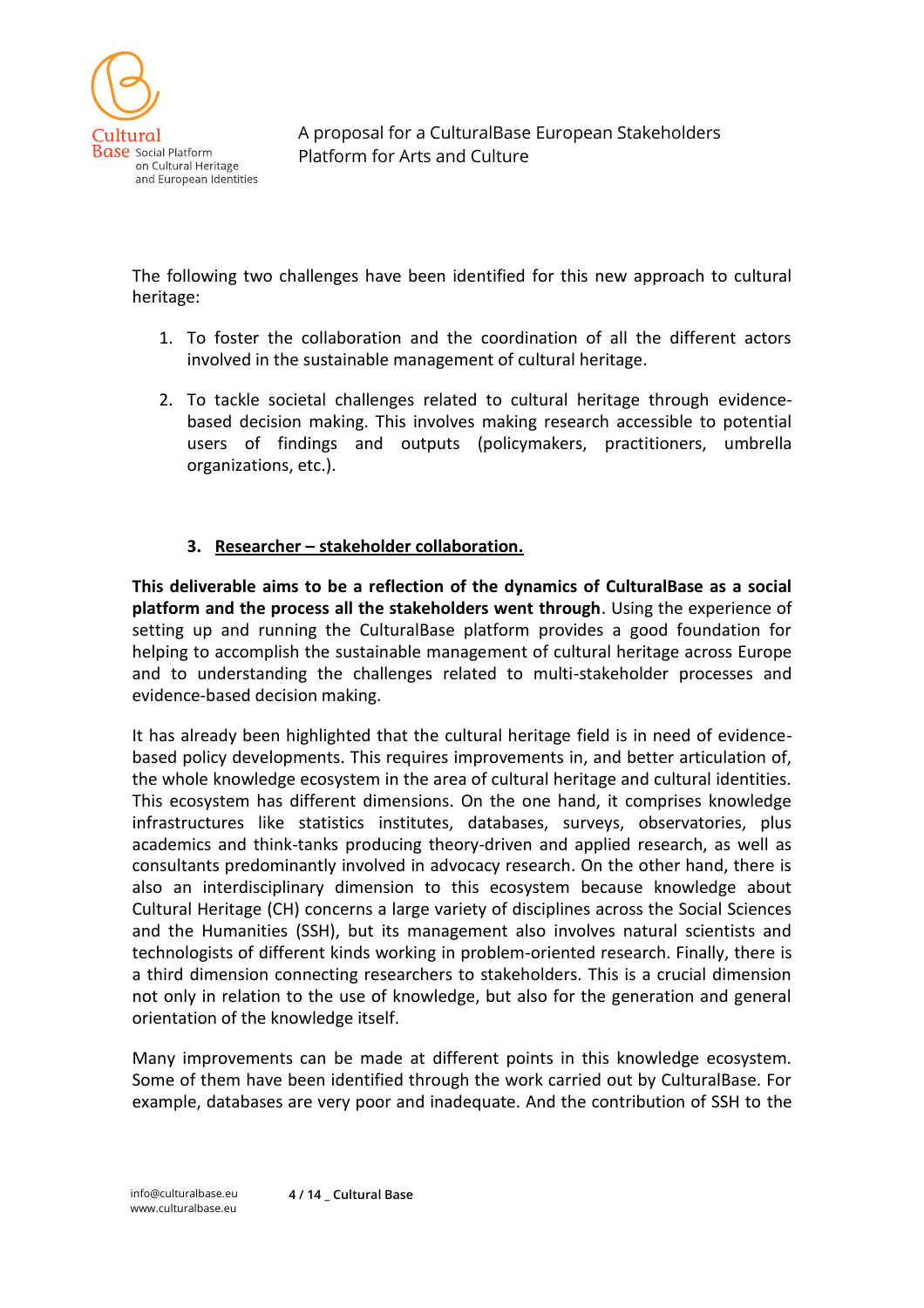The following two challenges have been identified for this new approach to cultural heritage:

1. To foster the collaboration and the coordination of all the different actors involved in the sustainable management of cultural heritage.
2. To tackle societal challenges related to cultural heritage through evidence-based decision making. This involves making research accessible to potential users of findings and outputs (policymakers, practitioners, umbrella organizations, etc.).

## 3. Researcher – stakeholder collaboration.

**This deliverable aims to be a reflection of the dynamics of CulturalBase as a social platform and the process all the stakeholders went through**. Using the experience of setting up and running the CulturalBase platform provides a good foundation for helping to accomplish the sustainable management of cultural heritage across Europe and to understanding the challenges related to multi-stakeholder processes and evidence-based decision making.

It has already been highlighted that the cultural heritage field is in need of evidence-based policy developments. This requires improvements in, and better articulation of, the whole knowledge ecosystem in the area of cultural heritage and cultural identities. This ecosystem has different dimensions. On the one hand, it comprises knowledge infrastructures like statistics institutes, databases, surveys, observatories, plus academics and think-tanks producing theory-driven and applied research, as well as consultants predominantly involved in advocacy research. On the other hand, there is also an interdisciplinary dimension to this ecosystem because knowledge about Cultural Heritage (CH) concerns a large variety of disciplines across the Social Sciences and the Humanities (SSH), but its management also involves natural scientists and technologists of different kinds working in problem-oriented research. Finally, there is a third dimension connecting researchers to stakeholders. This is a crucial dimension not only in relation to the use of knowledge, but also for the generation and general orientation of the knowledge itself.

Many improvements can be made at different points in this knowledge ecosystem. Some of them have been identified through the work carried out by CulturalBase. For example, databases are very poor and inadequate. And the contribution of SSH to the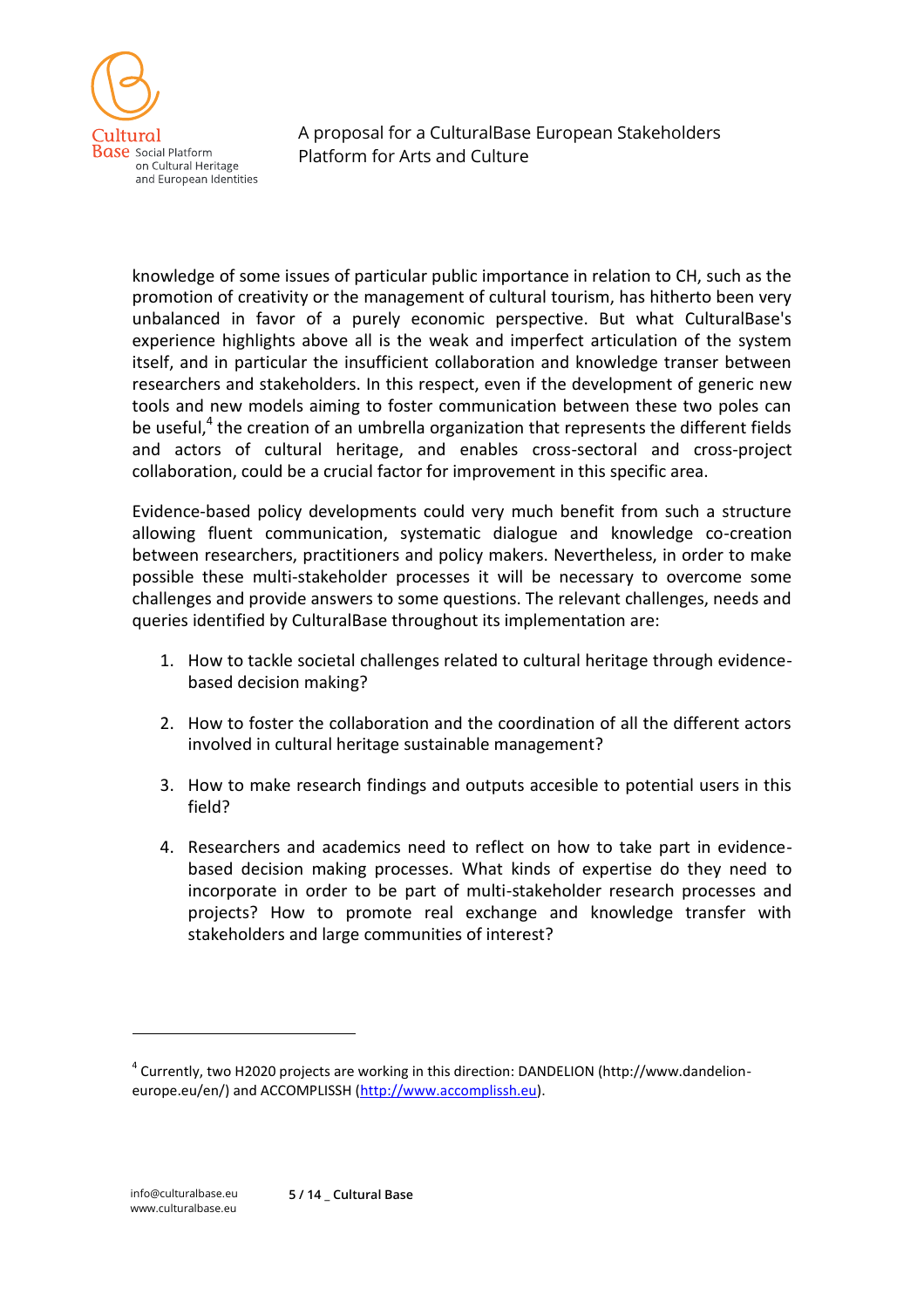knowledge of some issues of particular public importance in relation to CH, such as the promotion of creativity or the management of cultural tourism, has hitherto been very unbalanced in favor of a purely economic perspective. But what CulturalBase's experience highlights above all is the weak and imperfect articulation of the system itself, and in particular the insufficient collaboration and knowledge transer between researchers and stakeholders. In this respect, even if the development of generic new tools and new models aiming to foster communication between these two poles can be useful,[4] the creation of an umbrella organization that represents the different fields and actors of cultural heritage, and enables cross-sectoral and cross-project collaboration, could be a crucial factor for improvement in this specific area.

Evidence-based policy developments could very much benefit from such a structure allowing fluent communication, systematic dialogue and knowledge co-creation between researchers, practitioners and policy makers. Nevertheless, in order to make possible these multi-stakeholder processes it will be necessary to overcome some challenges and provide answers to some questions. The relevant challenges, needs and queries identified by CulturalBase throughout its implementation are:

1. How to tackle societal challenges related to cultural heritage through evidence-based decision making?

2. How to foster the collaboration and the coordination of all the different actors involved in cultural heritage sustainable management?

3. How to make research findings and outputs accesible to potential users in this field?

4. Researchers and academics need to reflect on how to take part in evidence-based decision making processes. What kinds of expertise do they need to incorporate in order to be part of multi-stakeholder research processes and projects? How to promote real exchange and knowledge transfer with stakeholders and large communities of interest?

---

[4] Currently, two H2020 projects are working in this direction: DANDELION (http://www.dandelion-europe.eu/en/) and ACCOMPLISSH (http://www.accomplissh.eu).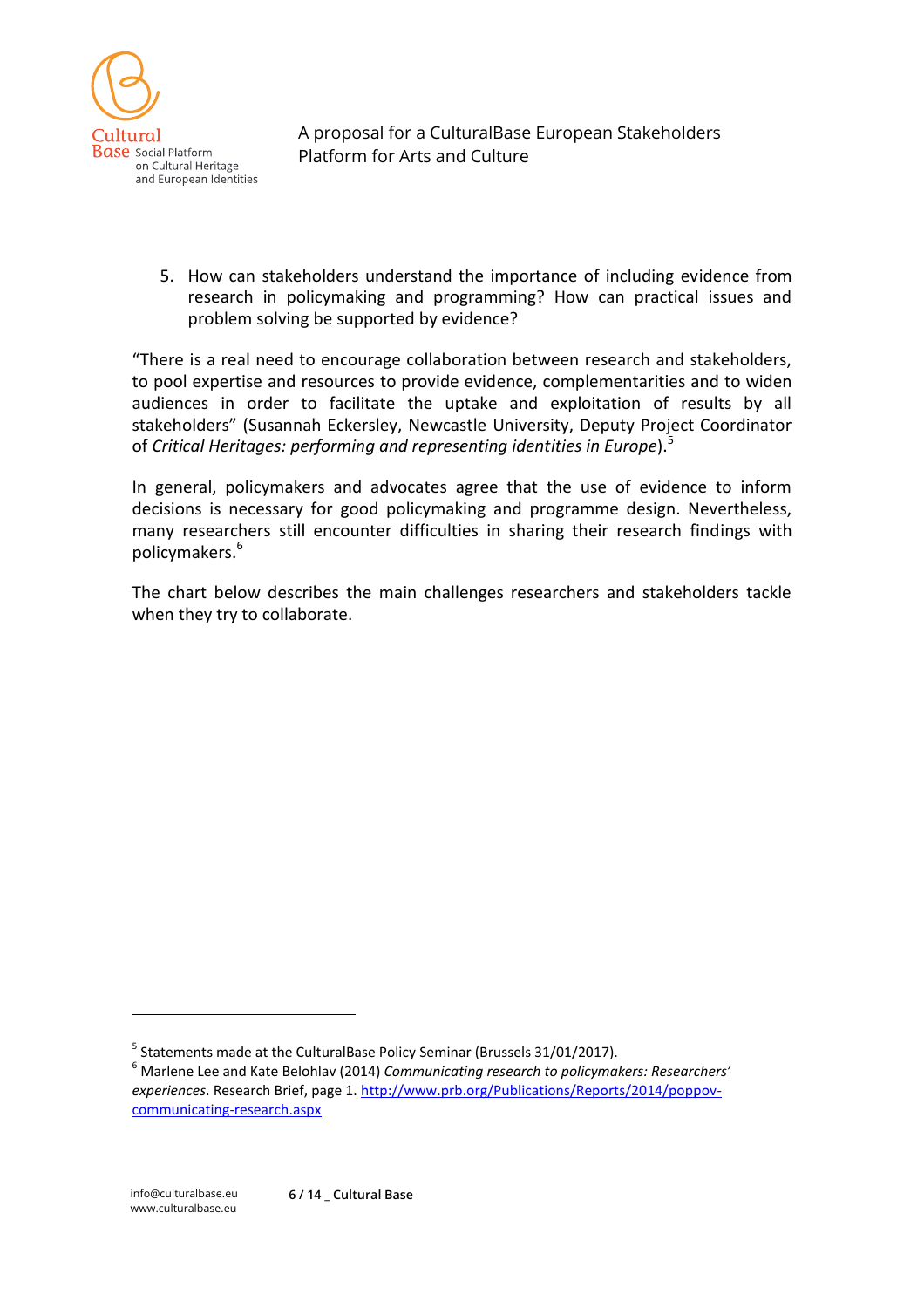5. How can stakeholders understand the importance of including evidence from research in policymaking and programming? How can practical issues and problem solving be supported by evidence?

"There is a real need to encourage collaboration between research and stakeholders, to pool expertise and resources to provide evidence, complementarities and to widen audiences in order to facilitate the uptake and exploitation of results by all stakeholders" (Susannah Eckersley, Newcastle University, Deputy Project Coordinator of *Critical Heritages: performing and representing identities in Europe*).[5]

In general, policymakers and advocates agree that the use of evidence to inform decisions is necessary for good policymaking and programme design. Nevertheless, many researchers still encounter difficulties in sharing their research findings with policymakers.[6]

The chart below describes the main challenges researchers and stakeholders tackle when they try to collaborate.

---

[5] Statements made at the CulturalBase Policy Seminar (Brussels 31/01/2017).

[6] Marlene Lee and Kate Belohlav (2014) *Communicating research to policymakers: Researchers' experiences*. Research Brief, page 1. http://www.prb.org/Publications/Reports/2014/poppov-communicating-research.aspx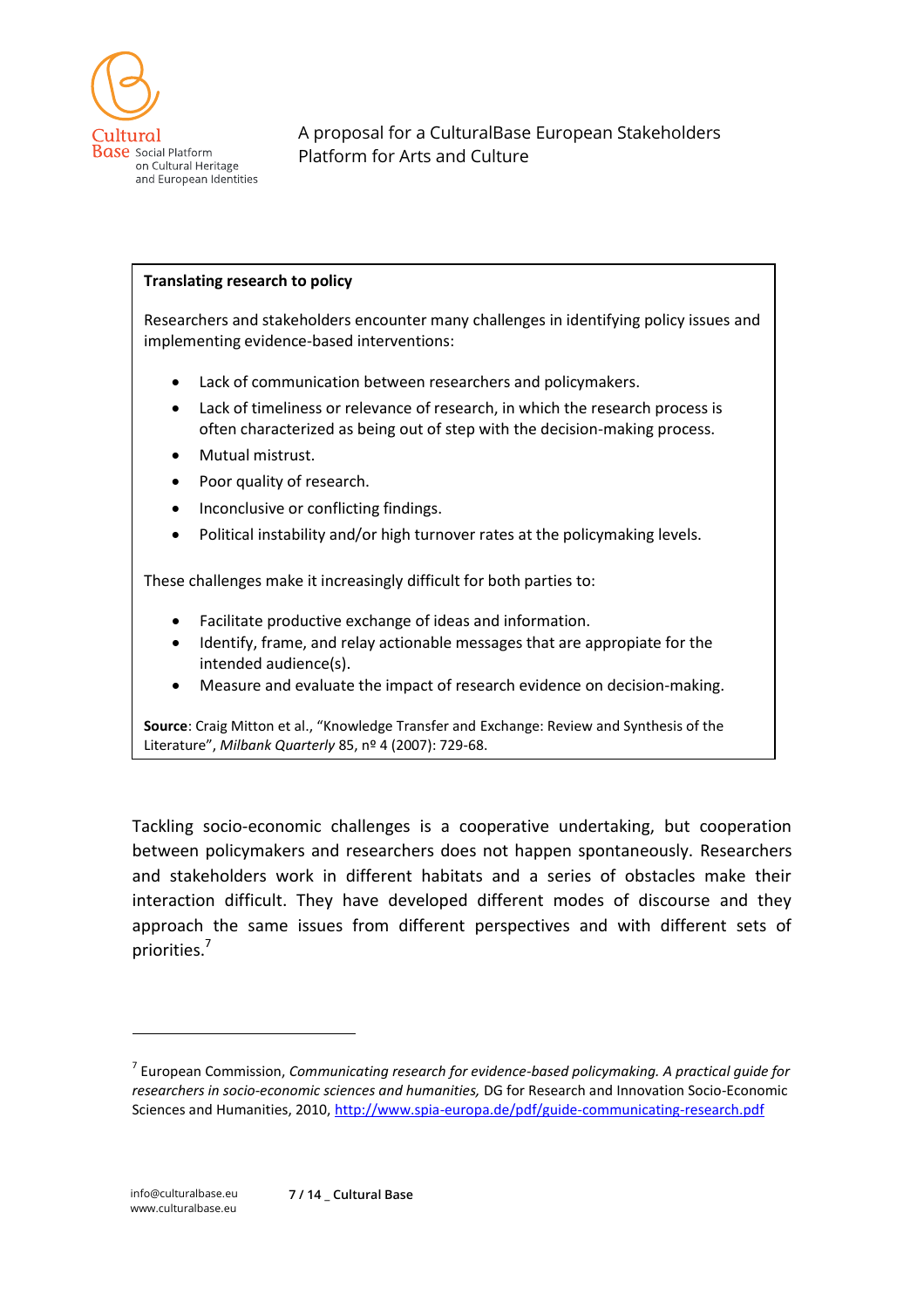**Translating research to policy**

Researchers and stakeholders encounter many challenges in identifying policy issues and implementing evidence-based interventions:

- Lack of communication between researchers and policymakers.
- Lack of timeliness or relevance of research, in which the research process is often characterized as being out of step with the decision-making process.
- Mutual mistrust.
- Poor quality of research.
- Inconclusive or conflicting findings.
- Political instability and/or high turnover rates at the policymaking levels.

These challenges make it increasingly difficult for both parties to:

- Facilitate productive exchange of ideas and information.
- Identify, frame, and relay actionable messages that are appropiate for the intended audience(s).
- Measure and evaluate the impact of research evidence on decision-making.

**Source**: Craig Mitton et al., "Knowledge Transfer and Exchange: Review and Synthesis of the Literature", *Milbank Quarterly* 85, nº 4 (2007): 729-68.

Tackling socio-economic challenges is a cooperative undertaking, but cooperation between policymakers and researchers does not happen spontaneously. Researchers and stakeholders work in different habitats and a series of obstacles make their interaction difficult. They have developed different modes of discourse and they approach the same issues from different perspectives and with different sets of priorities.[7]

---

[7] European Commission, *Communicating research for evidence-based policymaking. A practical guide for researchers in socio-economic sciences and humanities,* DG for Research and Innovation Socio-Economic Sciences and Humanities, 2010, http://www.spia-europa.de/pdf/guide-communicating-research.pdf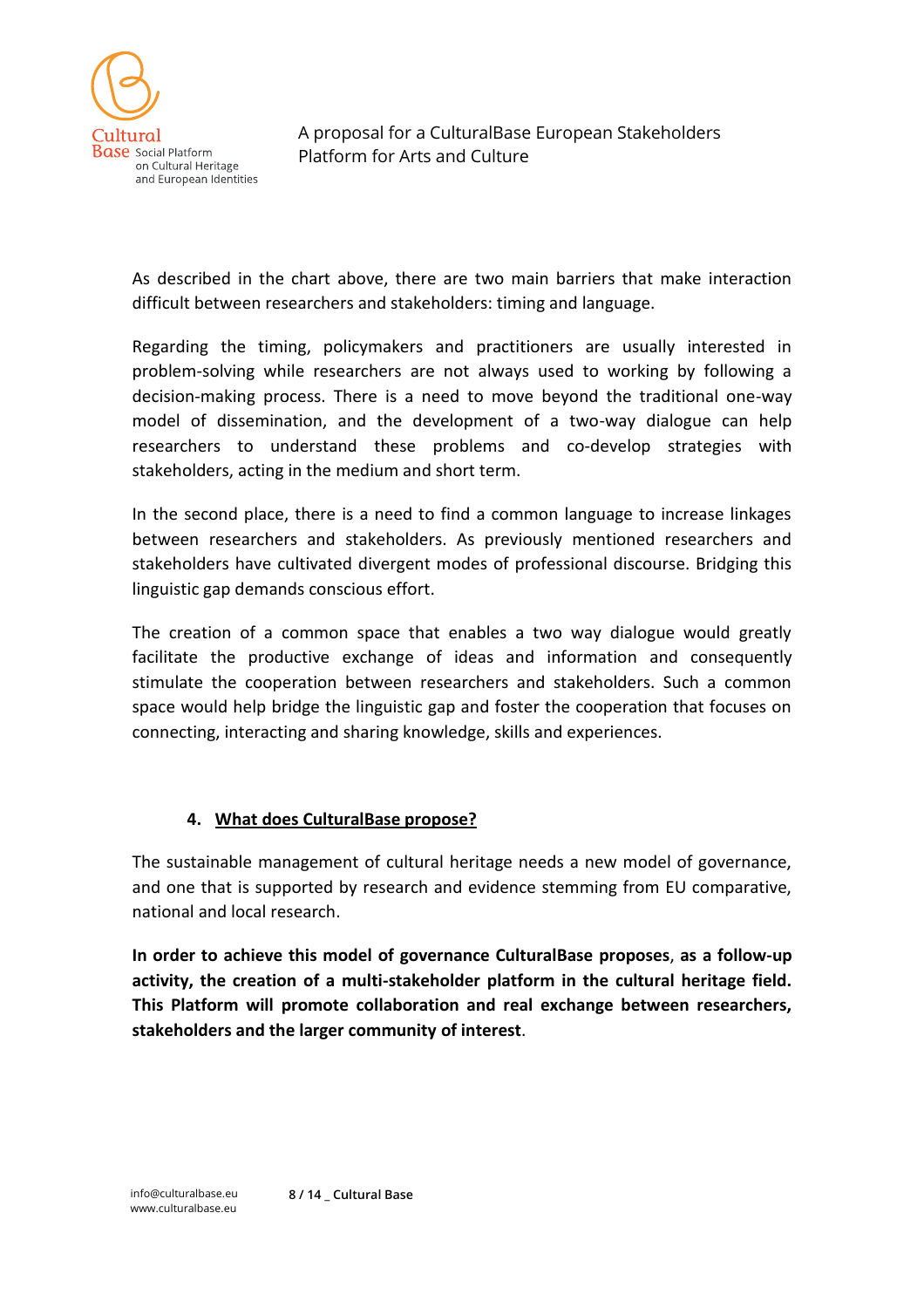As described in the chart above, there are two main barriers that make interaction difficult between researchers and stakeholders: timing and language.

Regarding the timing, policymakers and practitioners are usually interested in problem-solving while researchers are not always used to working by following a decision-making process. There is a need to move beyond the traditional one-way model of dissemination, and the development of a two-way dialogue can help researchers to understand these problems and co-develop strategies with stakeholders, acting in the medium and short term.

In the second place, there is a need to find a common language to increase linkages between researchers and stakeholders. As previously mentioned researchers and stakeholders have cultivated divergent modes of professional discourse. Bridging this linguistic gap demands conscious effort.

The creation of a common space that enables a two way dialogue would greatly facilitate the productive exchange of ideas and information and consequently stimulate the cooperation between researchers and stakeholders. Such a common space would help bridge the linguistic gap and foster the cooperation that focuses on connecting, interacting and sharing knowledge, skills and experiences.

## 4. What does CulturalBase propose?

The sustainable management of cultural heritage needs a new model of governance, and one that is supported by research and evidence stemming from EU comparative, national and local research.

**In order to achieve this model of governance CulturalBase proposes**, **as a follow-up activity, the creation of a multi-stakeholder platform in the cultural heritage field. This Platform will promote collaboration and real exchange between researchers, stakeholders and the larger community of interest**.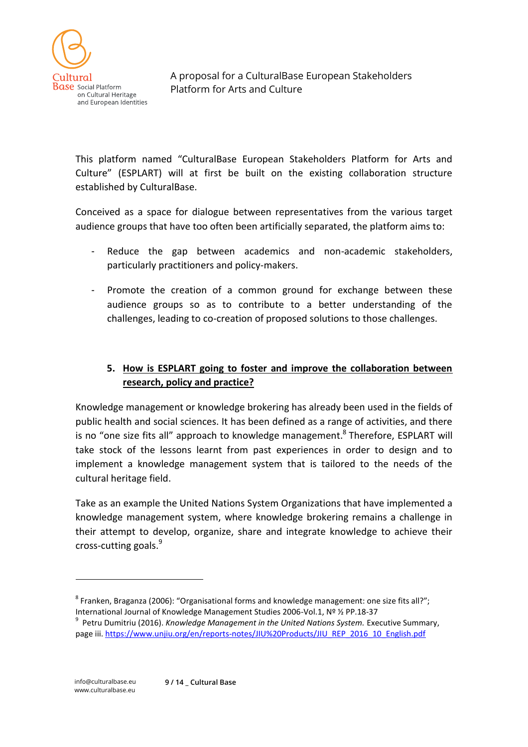This platform named "CulturalBase European Stakeholders Platform for Arts and Culture" (ESPLART) will at first be built on the existing collaboration structure established by CulturalBase.

Conceived as a space for dialogue between representatives from the various target audience groups that have too often been artificially separated, the platform aims to:

- Reduce the gap between academics and non-academic stakeholders, particularly practitioners and policy-makers.
- Promote the creation of a common ground for exchange between these audience groups so as to contribute to a better understanding of the challenges, leading to co-creation of proposed solutions to those challenges.

## 5. **How is ESPLART going to foster and improve the collaboration between research, policy and practice?**

Knowledge management or knowledge brokering has already been used in the fields of public health and social sciences. It has been defined as a range of activities, and there is no "one size fits all" approach to knowledge management.[8] Therefore, ESPLART will take stock of the lessons learnt from past experiences in order to design and to implement a knowledge management system that is tailored to the needs of the cultural heritage field.

Take as an example the United Nations System Organizations that have implemented a knowledge management system, where knowledge brokering remains a challenge in their attempt to develop, organize, share and integrate knowledge to achieve their cross-cutting goals.[9]

---

[8] Franken, Braganza (2006): "Organisational forms and knowledge management: one size fits all?"; International Journal of Knowledge Management Studies 2006-Vol.1, Nº ½ PP.18-37

[9] Petru Dumitriu (2016). *Knowledge Management in the United Nations System.* Executive Summary, page iii. https://www.unjiu.org/en/reports-notes/JIU%20Products/JIU_REP_2016_10_English.pdf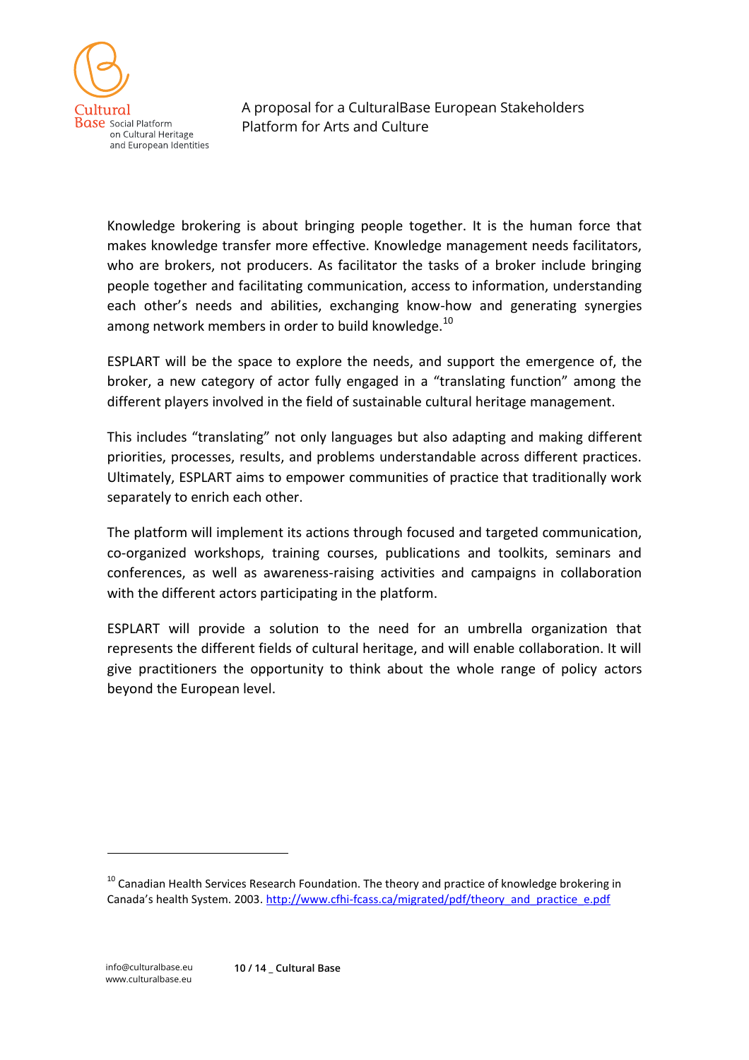Knowledge brokering is about bringing people together. It is the human force that makes knowledge transfer more effective. Knowledge management needs facilitators, who are brokers, not producers. As facilitator the tasks of a broker include bringing people together and facilitating communication, access to information, understanding each other's needs and abilities, exchanging know-how and generating synergies among network members in order to build knowledge.[10]

ESPLART will be the space to explore the needs, and support the emergence of, the broker, a new category of actor fully engaged in a "translating function" among the different players involved in the field of sustainable cultural heritage management.

This includes "translating" not only languages but also adapting and making different priorities, processes, results, and problems understandable across different practices. Ultimately, ESPLART aims to empower communities of practice that traditionally work separately to enrich each other.

The platform will implement its actions through focused and targeted communication, co-organized workshops, training courses, publications and toolkits, seminars and conferences, as well as awareness-raising activities and campaigns in collaboration with the different actors participating in the platform.

ESPLART will provide a solution to the need for an umbrella organization that represents the different fields of cultural heritage, and will enable collaboration. It will give practitioners the opportunity to think about the whole range of policy actors beyond the European level.

---

[10] Canadian Health Services Research Foundation. The theory and practice of knowledge brokering in Canada's health System. 2003. http://www.cfhi-fcass.ca/migrated/pdf/theory_and_practice_e.pdf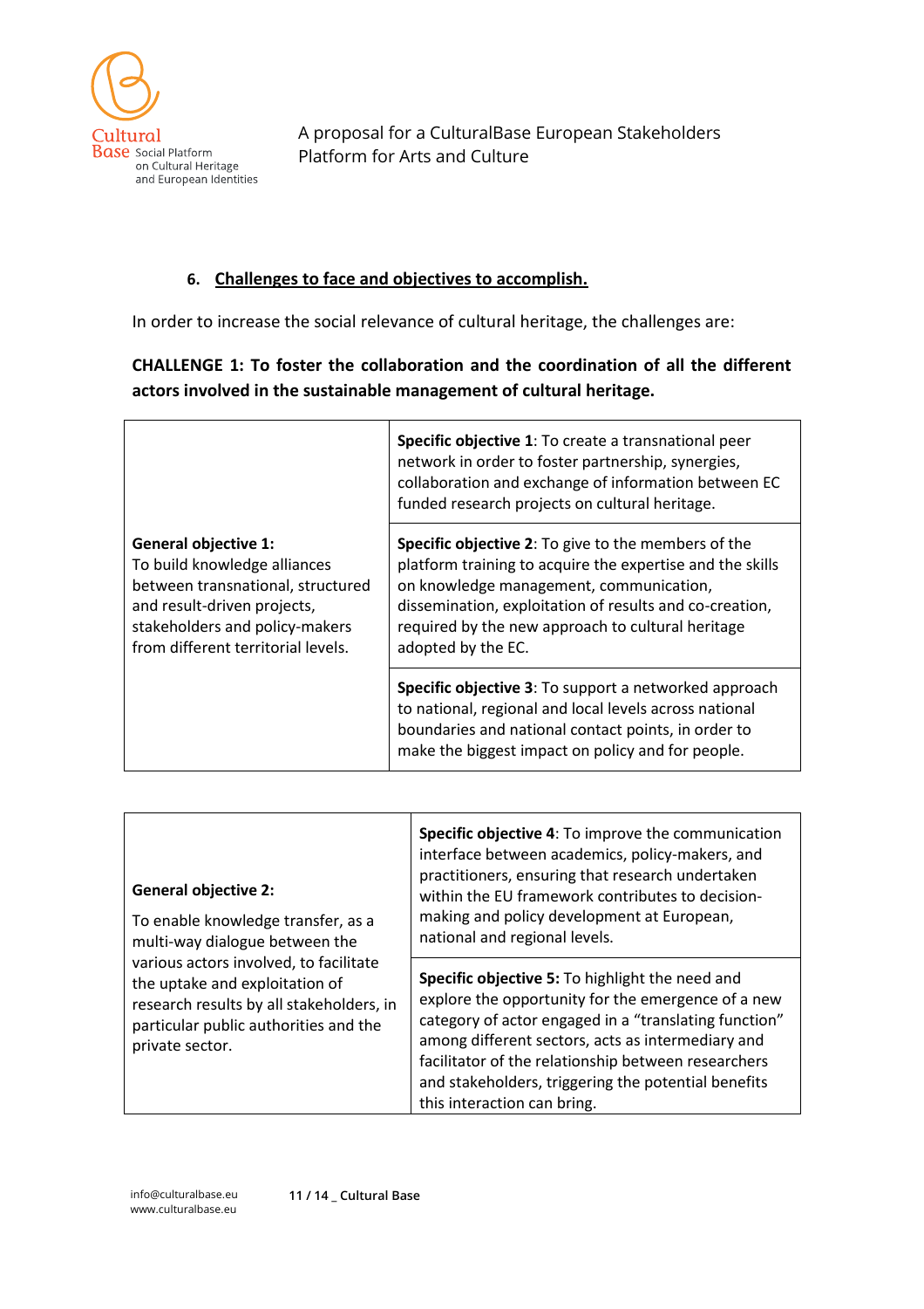## 6. Challenges to face and objectives to accomplish.

In order to increase the social relevance of cultural heritage, the challenges are:

**CHALLENGE 1: To foster the collaboration and the coordination of all the different actors involved in the sustainable management of cultural heritage.**

| General objective | Specific objectives |
|---|---|
| **General objective 1:** To build knowledge alliances between transnational, structured and result-driven projects, stakeholders and policy-makers from different territorial levels. | **Specific objective 1**: To create a transnational peer network in order to foster partnership, synergies, collaboration and exchange of information between EC funded research projects on cultural heritage. |
| | **Specific objective 2**: To give to the members of the platform training to acquire the expertise and the skills on knowledge management, communication, dissemination, exploitation of results and co-creation, required by the new approach to cultural heritage adopted by the EC. |
| | **Specific objective 3**: To support a networked approach to national, regional and local levels across national boundaries and national contact points, in order to make the biggest impact on policy and for people. |

| General objective | Specific objectives |
|---|---|
| **General objective 2:** To enable knowledge transfer, as a multi-way dialogue between the various actors involved, to facilitate the uptake and exploitation of research results by all stakeholders, in particular public authorities and the private sector. | **Specific objective 4**: To improve the communication interface between academics, policy-makers, and practitioners, ensuring that research undertaken within the EU framework contributes to decision-making and policy development at European, national and regional levels. |
| | **Specific objective 5:** To highlight the need and explore the opportunity for the emergence of a new category of actor engaged in a "translating function" among different sectors, acts as intermediary and facilitator of the relationship between researchers and stakeholders, triggering the potential benefits this interaction can bring. |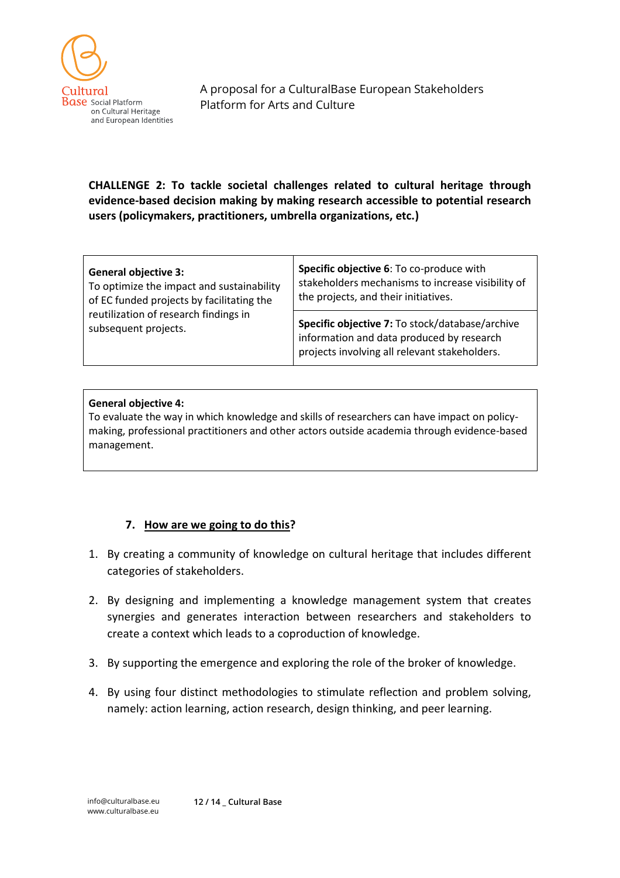**CHALLENGE 2: To tackle societal challenges related to cultural heritage through evidence-based decision making by making research accessible to potential research users (policymakers, practitioners, umbrella organizations, etc.)**

| | |
|---|---|
| **General objective 3:** To optimize the impact and sustainability of EC funded projects by facilitating the reutilization of research findings in subsequent projects. | **Specific objective 6**: To co-produce with stakeholders mechanisms to increase visibility of the projects, and their initiatives. |
| | **Specific objective 7:** To stock/database/archive information and data produced by research projects involving all relevant stakeholders. |

| |
|---|
| **General objective 4:** To evaluate the way in which knowledge and skills of researchers can have impact on policy-making, professional practitioners and other actors outside academia through evidence-based management. |

## 7. How are we going to do this?

1. By creating a community of knowledge on cultural heritage that includes different categories of stakeholders.
2. By designing and implementing a knowledge management system that creates synergies and generates interaction between researchers and stakeholders to create a context which leads to a coproduction of knowledge.
3. By supporting the emergence and exploring the role of the broker of knowledge.
4. By using four distinct methodologies to stimulate reflection and problem solving, namely: action learning, action research, design thinking, and peer learning.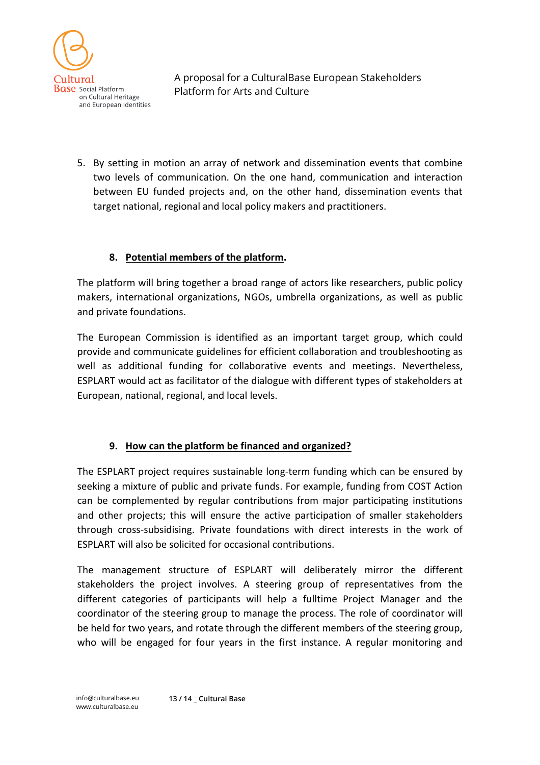5. By setting in motion an array of network and dissemination events that combine two levels of communication. On the one hand, communication and interaction between EU funded projects and, on the other hand, dissemination events that target national, regional and local policy makers and practitioners.

## 8. Potential members of the platform.

The platform will bring together a broad range of actors like researchers, public policy makers, international organizations, NGOs, umbrella organizations, as well as public and private foundations.

The European Commission is identified as an important target group, which could provide and communicate guidelines for efficient collaboration and troubleshooting as well as additional funding for collaborative events and meetings. Nevertheless, ESPLART would act as facilitator of the dialogue with different types of stakeholders at European, national, regional, and local levels.

## 9. How can the platform be financed and organized?

The ESPLART project requires sustainable long-term funding which can be ensured by seeking a mixture of public and private funds. For example, funding from COST Action can be complemented by regular contributions from major participating institutions and other projects; this will ensure the active participation of smaller stakeholders through cross-subsidising. Private foundations with direct interests in the work of ESPLART will also be solicited for occasional contributions.

The management structure of ESPLART will deliberately mirror the different stakeholders the project involves. A steering group of representatives from the different categories of participants will help a fulltime Project Manager and the coordinator of the steering group to manage the process. The role of coordinator will be held for two years, and rotate through the different members of the steering group, who will be engaged for four years in the first instance. A regular monitoring and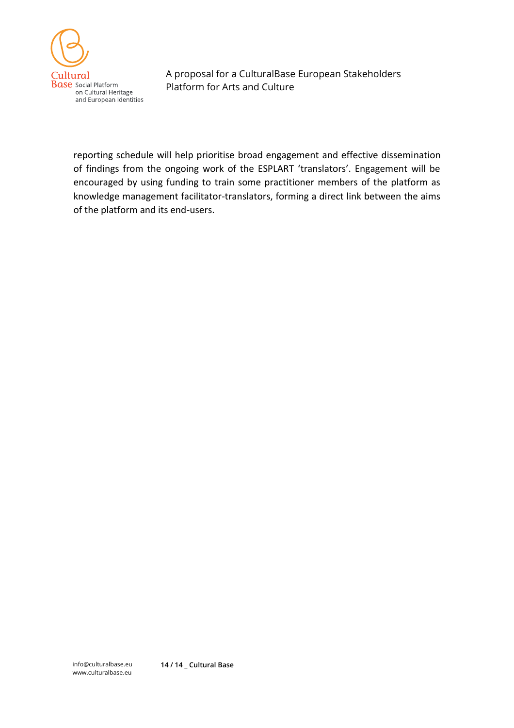reporting schedule will help prioritise broad engagement and effective dissemination of findings from the ongoing work of the ESPLART 'translators'. Engagement will be encouraged by using funding to train some practitioner members of the platform as knowledge management facilitator-translators, forming a direct link between the aims of the platform and its end-users.